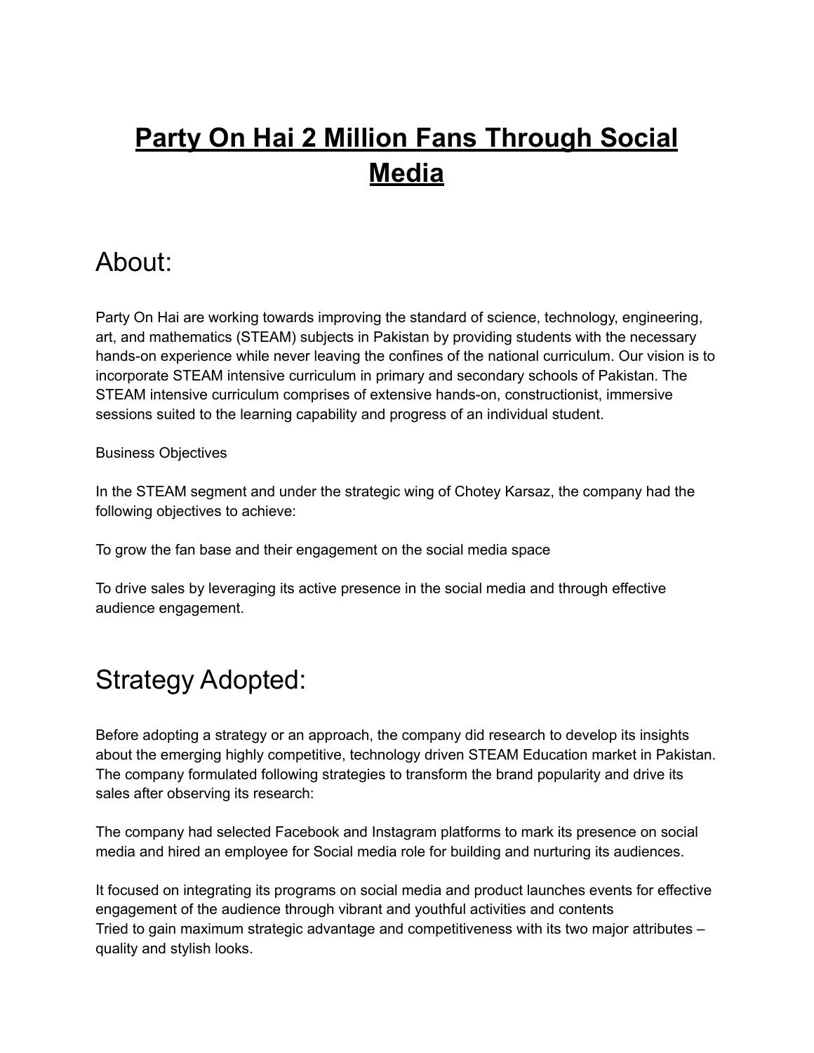# Party On Hai 2 Million Fans Through Social Media

## About:

Party On Hai are working towards improving the standard of science, technology, engineering, art, and mathematics (STEAM) subjects in Pakistan by providing students with the necessary hands-on experience while never leaving the confines of the national curriculum. Our vision is to incorporate STEAM intensive curriculum in primary and secondary schools of Pakistan. The STEAM intensive curriculum comprises of extensive hands-on, constructionist, immersive sessions suited to the learning capability and progress of an individual student.

Business Objectives

In the STEAM segment and under the strategic wing of Chotey Karsaz, the company had the following objectives to achieve:

To grow the fan base and their engagement on the social media space

To drive sales by leveraging its active presence in the social media and through effective audience engagement.

## Strategy Adopted:

Before adopting a strategy or an approach, the company did research to develop its insights about the emerging highly competitive, technology driven STEAM Education market in Pakistan. The company formulated following strategies to transform the brand popularity and drive its sales after observing its research:

The company had selected Facebook and Instagram platforms to mark its presence on social media and hired an employee for Social media role for building and nurturing its audiences.

It focused on integrating its programs on social media and product launches events for effective engagement of the audience through vibrant and youthful activities and contents
Tried to gain maximum strategic advantage and competitiveness with its two major attributes – quality and stylish looks.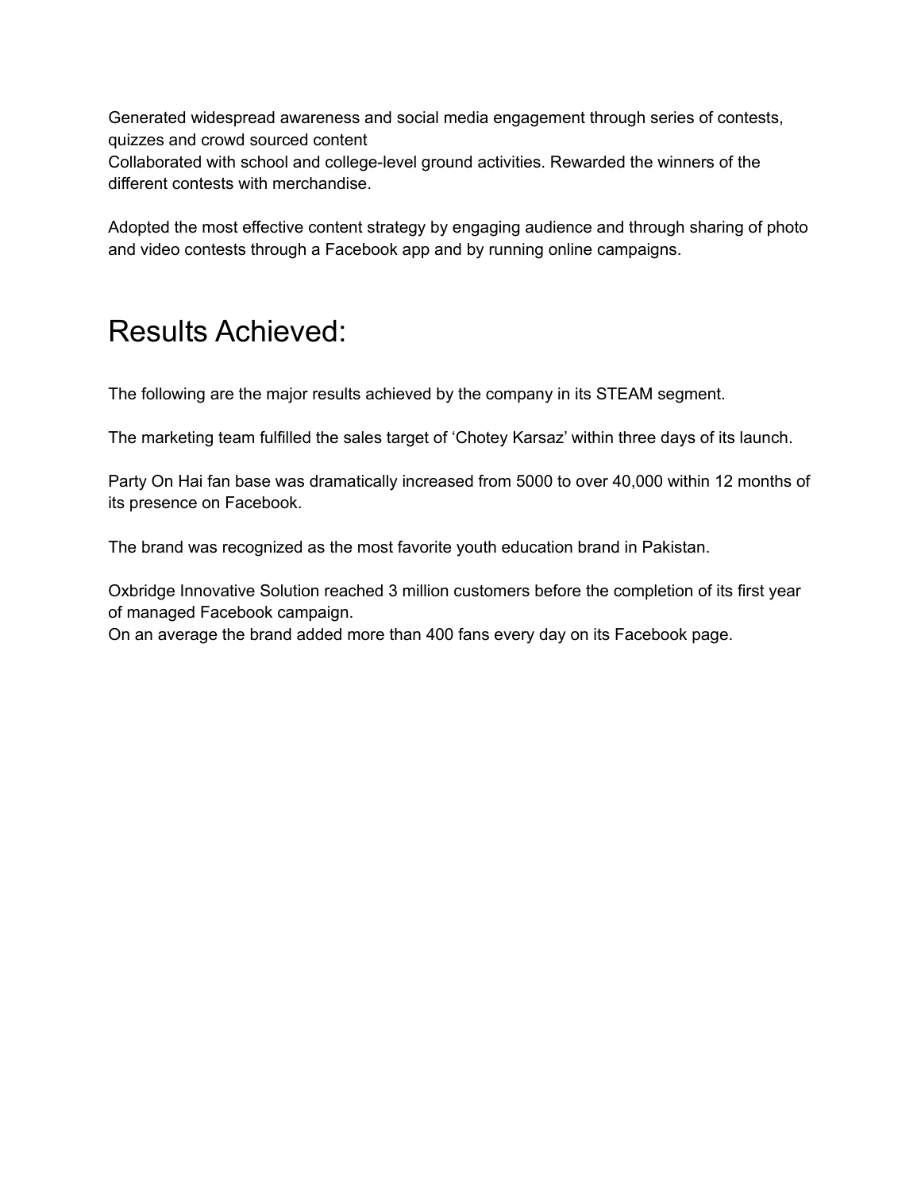Generated widespread awareness and social media engagement through series of contests, quizzes and crowd sourced content
Collaborated with school and college-level ground activities. Rewarded the winners of the different contests with merchandise.

Adopted the most effective content strategy by engaging audience and through sharing of photo and video contests through a Facebook app and by running online campaigns.

# Results Achieved:

The following are the major results achieved by the company in its STEAM segment.

The marketing team fulfilled the sales target of 'Chotey Karsaz' within three days of its launch.

Party On Hai fan base was dramatically increased from 5000 to over 40,000 within 12 months of its presence on Facebook.

The brand was recognized as the most favorite youth education brand in Pakistan.

Oxbridge Innovative Solution reached 3 million customers before the completion of its first year of managed Facebook campaign.
On an average the brand added more than 400 fans every day on its Facebook page.